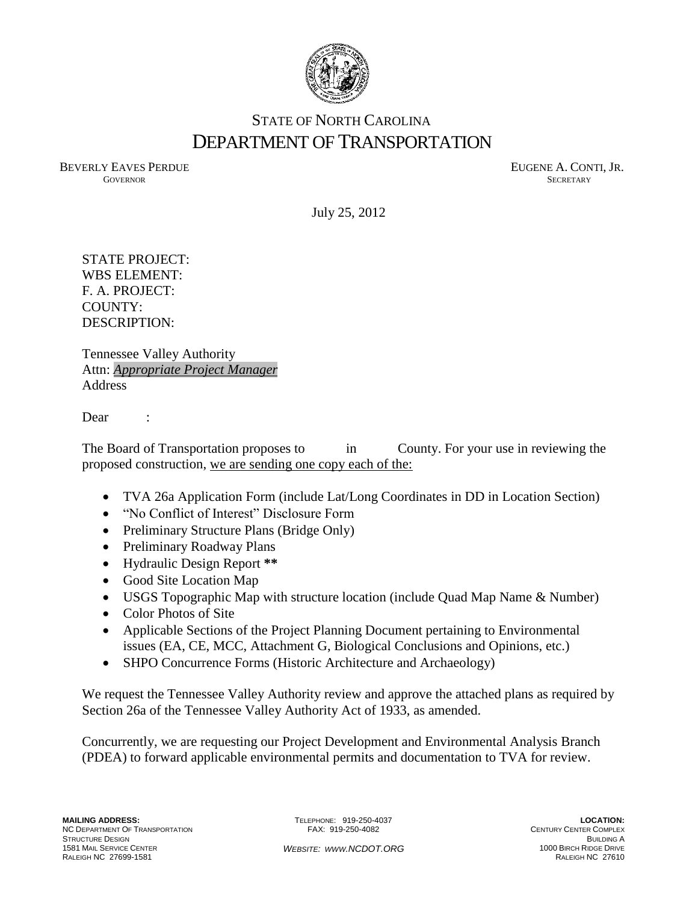# STATE OF NORTH CAROLINA
# DEPARTMENT OF TRANSPORTATION

BEVERLY EAVES PERDUE
GOVERNOR

EUGENE A. CONTI, JR.
SECRETARY

July 25, 2012

STATE PROJECT:
WBS ELEMENT:
F. A. PROJECT:
COUNTY:
DESCRIPTION:

Tennessee Valley Authority
Attn: *Appropriate Project Manager*
Address

Dear :

The Board of Transportation proposes to in County. For your use in reviewing the proposed construction, we are sending one copy each of the:

- TVA 26a Application Form (include Lat/Long Coordinates in DD in Location Section)
- "No Conflict of Interest" Disclosure Form
- Preliminary Structure Plans (Bridge Only)
- Preliminary Roadway Plans
- Hydraulic Design Report **
- Good Site Location Map
- USGS Topographic Map with structure location (include Quad Map Name & Number)
- Color Photos of Site
- Applicable Sections of the Project Planning Document pertaining to Environmental issues (EA, CE, MCC, Attachment G, Biological Conclusions and Opinions, etc.)
- SHPO Concurrence Forms (Historic Architecture and Archaeology)

We request the Tennessee Valley Authority review and approve the attached plans as required by Section 26a of the Tennessee Valley Authority Act of 1933, as amended.

Concurrently, we are requesting our Project Development and Environmental Analysis Branch (PDEA) to forward applicable environmental permits and documentation to TVA for review.

**MAILING ADDRESS:**
NC DEPARTMENT OF TRANSPORTATION
STRUCTURE DESIGN
1581 MAIL SERVICE CENTER
RALEIGH NC 27699-1581

TELEPHONE: 919-250-4037
FAX: 919-250-4082

*WEBSITE: WWW.NCDOT.ORG*

**LOCATION:**
CENTURY CENTER COMPLEX
BUILDING A
1000 BIRCH RIDGE DRIVE
RALEIGH NC 27610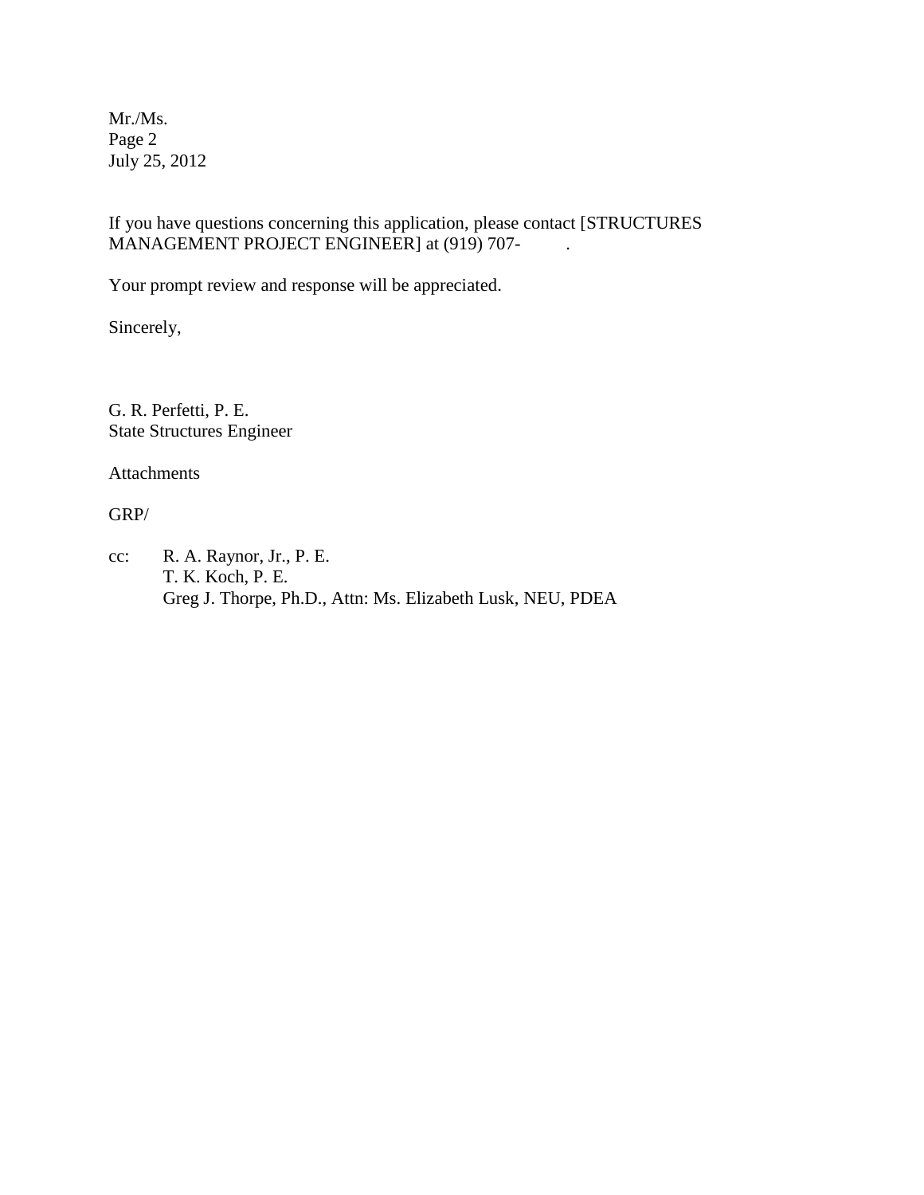If you have questions concerning this application, please contact [STRUCTURES MANAGEMENT PROJECT ENGINEER] at (919) 707-        .

Your prompt review and response will be appreciated.

Sincerely,

G. R. Perfetti, P. E.
State Structures Engineer

Attachments

GRP/

cc: R. A. Raynor, Jr., P. E.
T. K. Koch, P. E.
Greg J. Thorpe, Ph.D., Attn: Ms. Elizabeth Lusk, NEU, PDEA